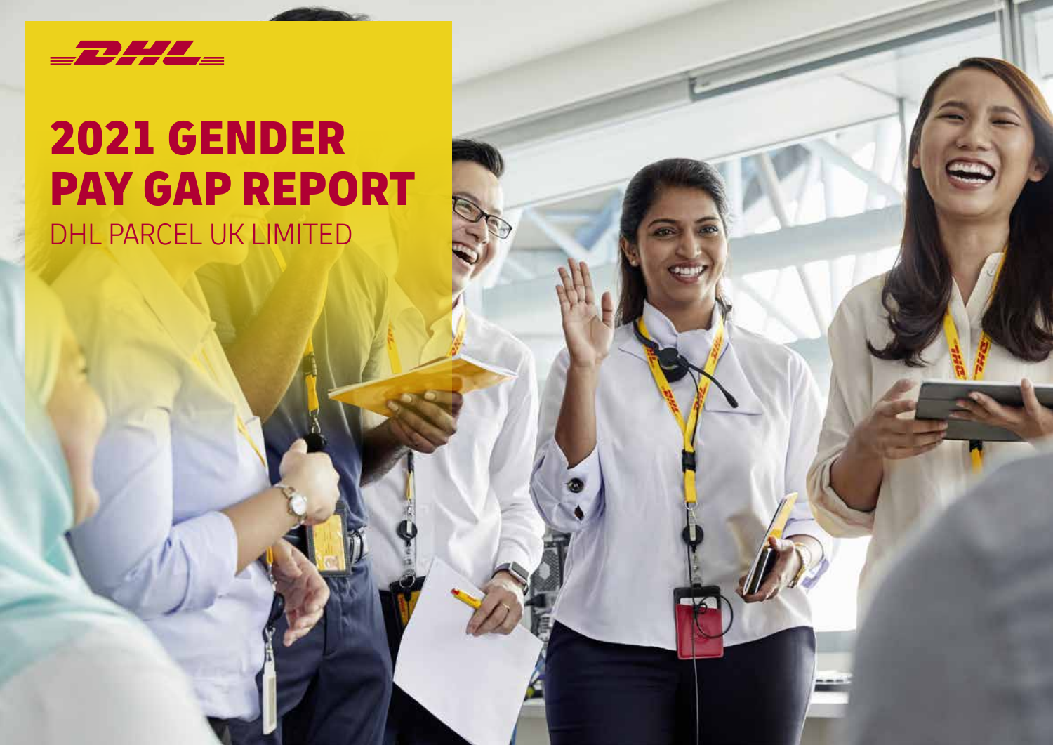# 2021 GENDER PAY GAP REPORT

DHL PARCEL UK LIMITED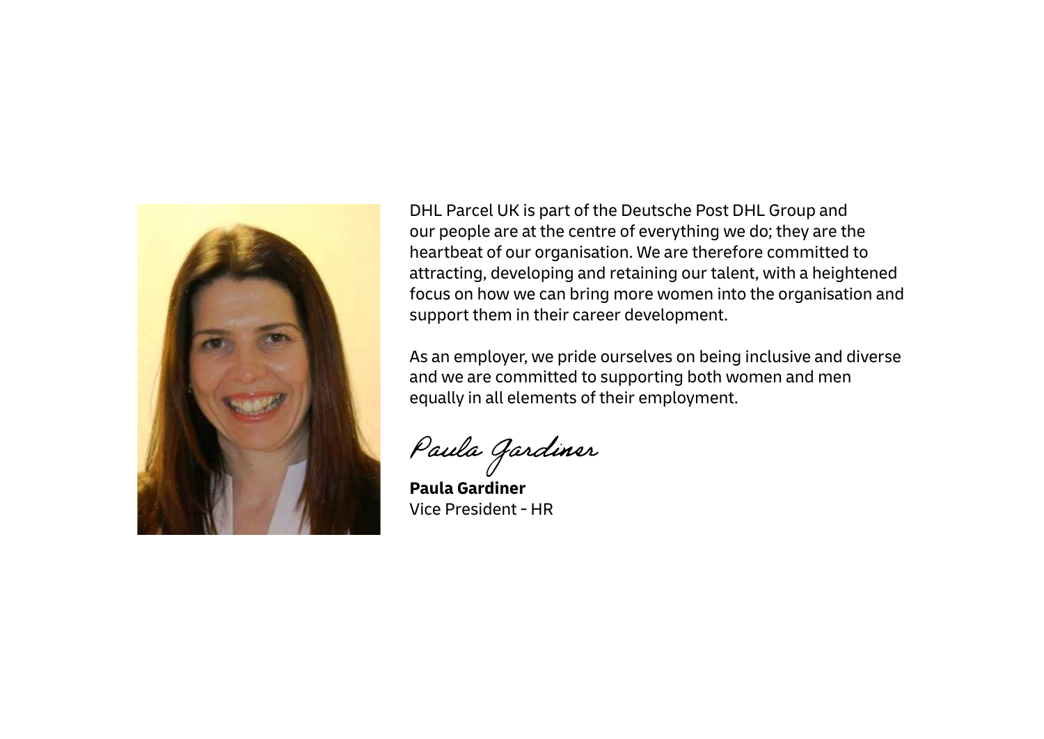DHL Parcel UK is part of the Deutsche Post DHL Group and our people are at the centre of everything we do; they are the heartbeat of our organisation. We are therefore committed to attracting, developing and retaining our talent, with a heightened focus on how we can bring more women into the organisation and support them in their career development.

As an employer, we pride ourselves on being inclusive and diverse and we are committed to supporting both women and men equally in all elements of their employment.

*Paula Gardiner*

**Paula Gardiner**
Vice President - HR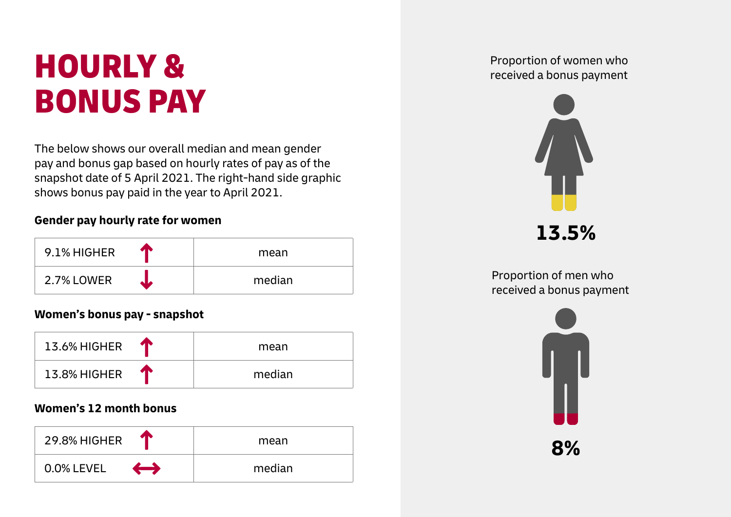# HOURLY & BONUS PAY

The below shows our overall median and mean gender pay and bonus gap based on hourly rates of pay as of the snapshot date of 5 April 2021. The right-hand side graphic shows bonus pay paid in the year to April 2021.

**Gender pay hourly rate for women**

| | |
|---|---|
| 9.1% HIGHER ↑ | mean |
| 2.7% LOWER ↓ | median |

**Women's bonus pay - snapshot**

| | |
|---|---|
| 13.6% HIGHER ↑ | mean |
| 13.8% HIGHER ↑ | median |

**Women's 12 month bonus**

| | |
|---|---|
| 29.8% HIGHER ↑ | mean |
| 0.0% LEVEL ↔ | median |

Proportion of women who received a bonus payment

**13.5%**

Proportion of men who received a bonus payment

**8%**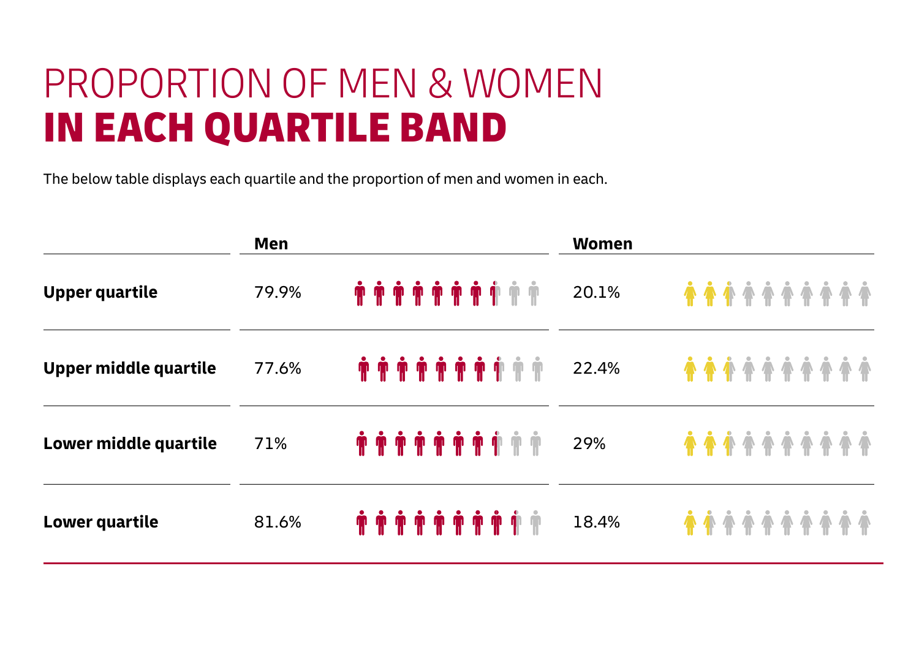# PROPORTION OF MEN & WOMEN **IN EACH QUARTILE BAND**

The below table displays each quartile and the proportion of men and women in each.

| | Men | Women |
|---|---|---|
| **Upper quartile** | 79.9% | 20.1% |
| **Upper middle quartile** | 77.6% | 22.4% |
| **Lower middle quartile** | 71% | 29% |
| **Lower quartile** | 81.6% | 18.4% |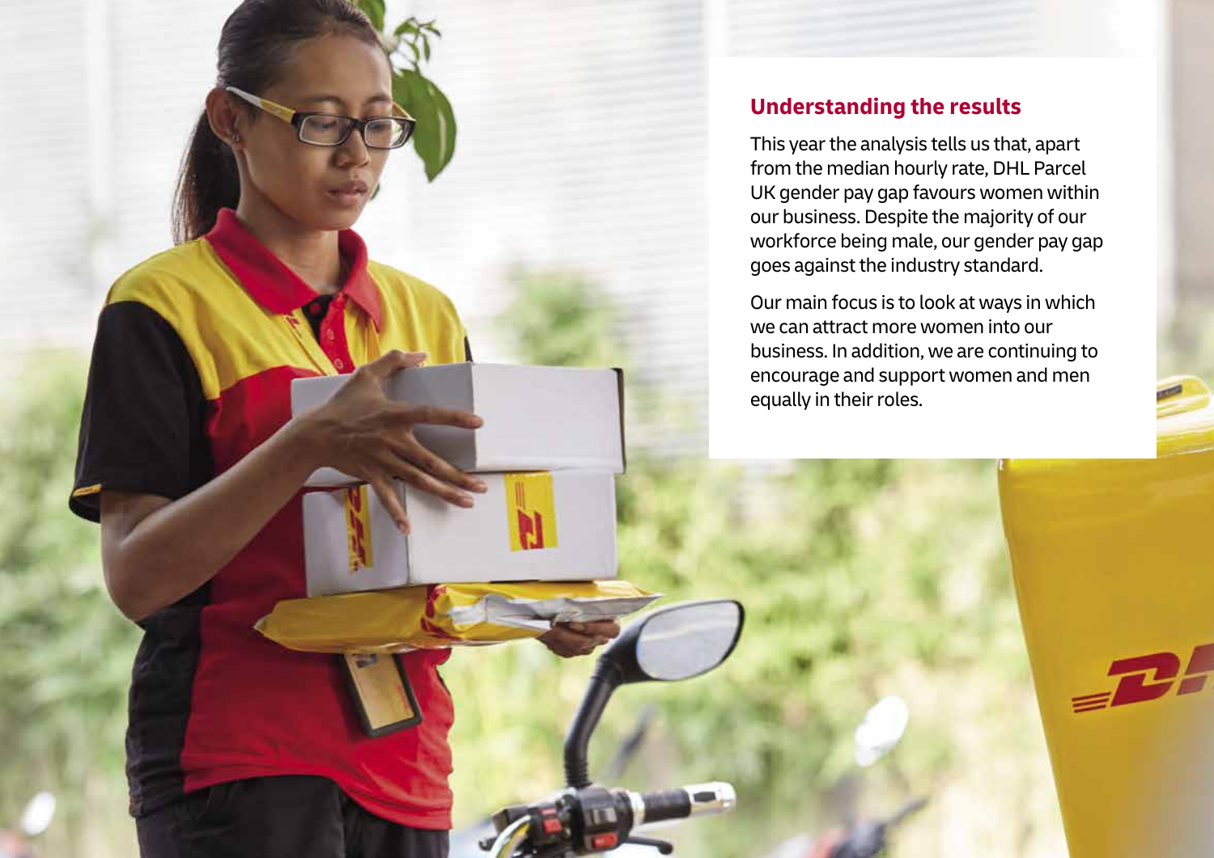## Understanding the results

This year the analysis tells us that, apart from the median hourly rate, DHL Parcel UK gender pay gap favours women within our business. Despite the majority of our workforce being male, our gender pay gap goes against the industry standard.

Our main focus is to look at ways in which we can attract more women into our business. In addition, we are continuing to encourage and support women and men equally in their roles.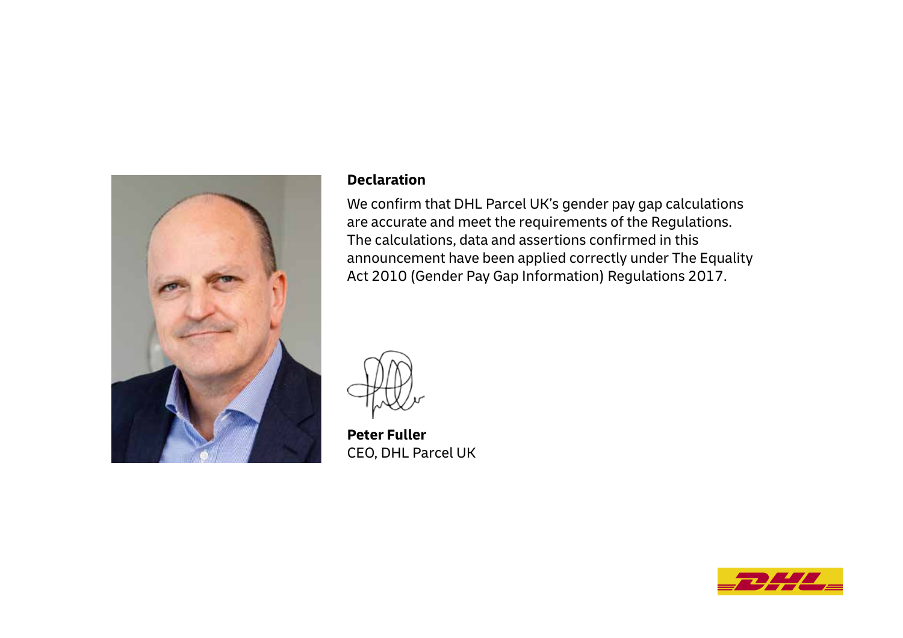**Declaration**

We confirm that DHL Parcel UK's gender pay gap calculations are accurate and meet the requirements of the Regulations. The calculations, data and assertions confirmed in this announcement have been applied correctly under The Equality Act 2010 (Gender Pay Gap Information) Regulations 2017.

**Peter Fuller**
CEO, DHL Parcel UK